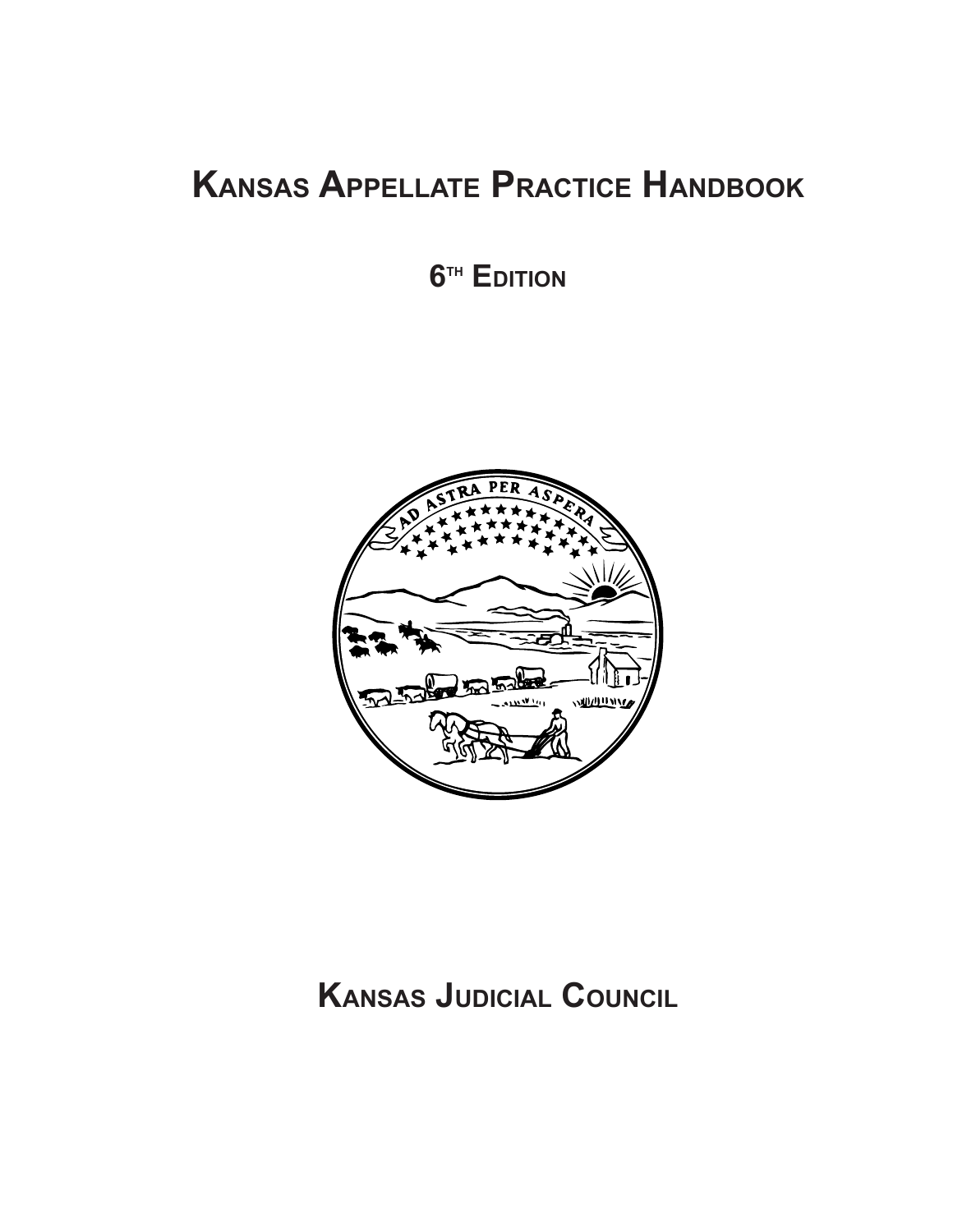# Kansas Appellate Practice Handbook

## 6th Edition

## Kansas Judicial Council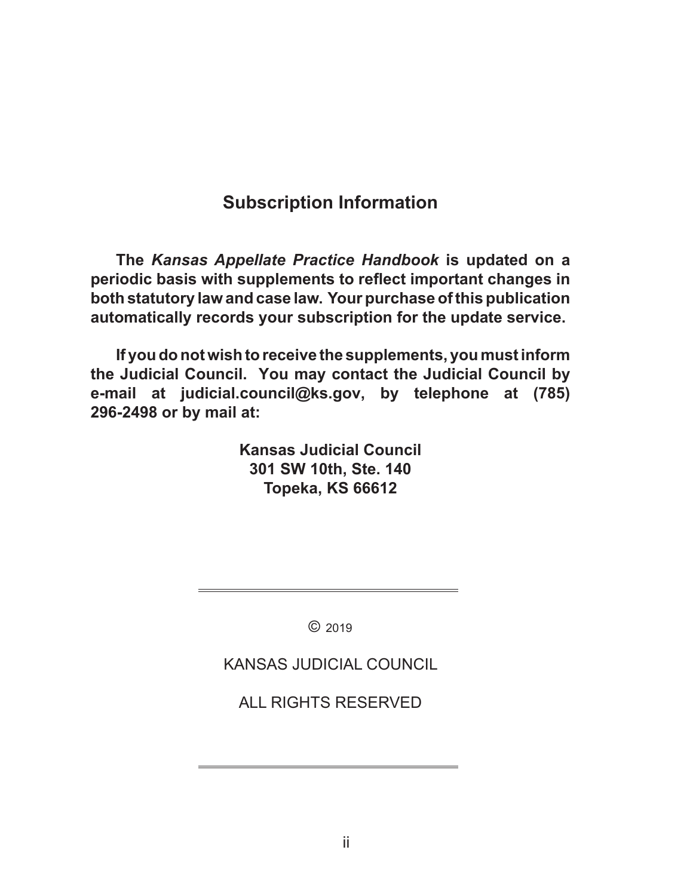## Subscription Information

**The *Kansas Appellate Practice Handbook* is updated on a periodic basis with supplements to reflect important changes in both statutory law and case law. Your purchase of this publication automatically records your subscription for the update service.**

**If you do not wish to receive the supplements, you must inform the Judicial Council. You may contact the Judicial Council by e-mail at judicial.council@ks.gov, by telephone at (785) 296-2498 or by mail at:**

**Kansas Judicial Council**
**301 SW 10th, Ste. 140**
**Topeka, KS 66612**

---

© 2019

KANSAS JUDICIAL COUNCIL

ALL RIGHTS RESERVED

---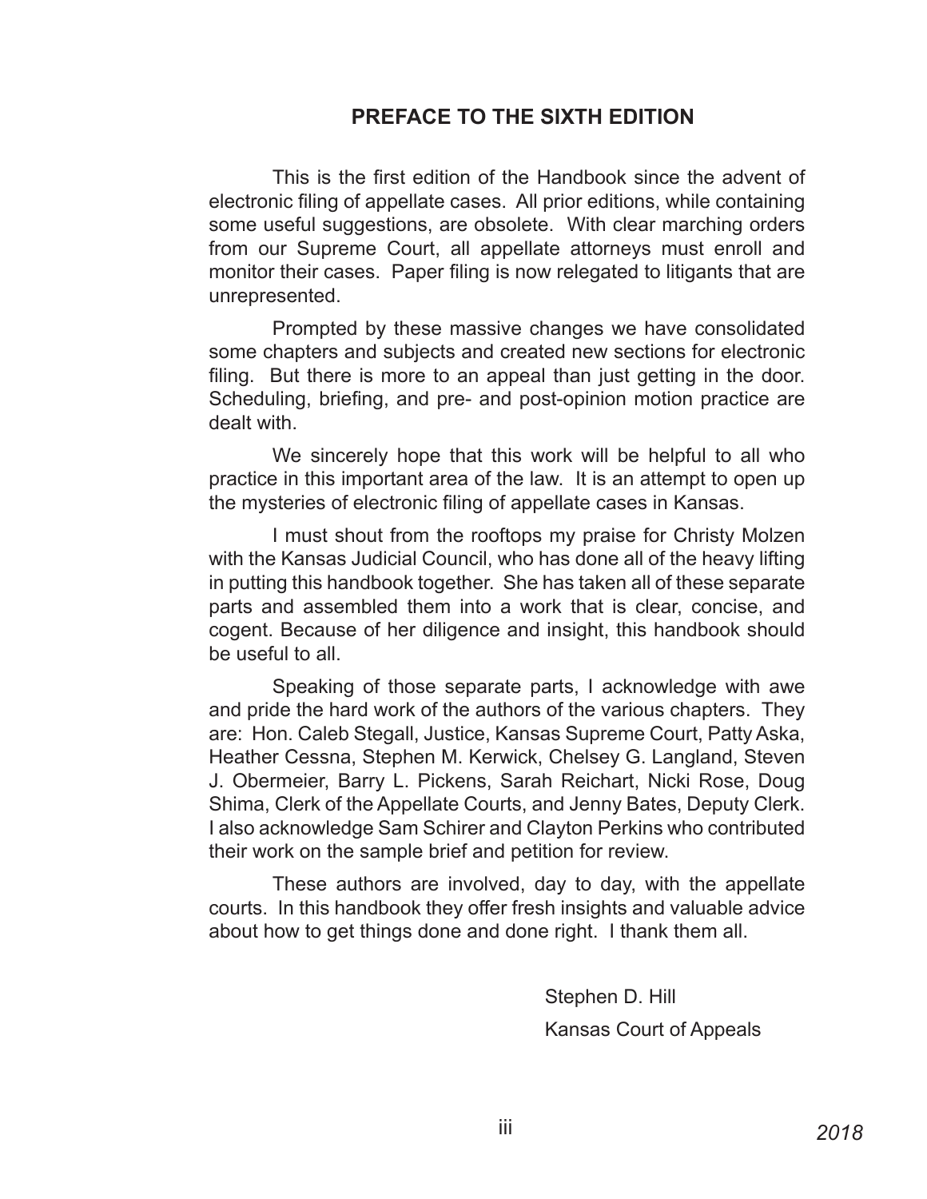## PREFACE TO THE SIXTH EDITION

This is the first edition of the Handbook since the advent of electronic filing of appellate cases. All prior editions, while containing some useful suggestions, are obsolete. With clear marching orders from our Supreme Court, all appellate attorneys must enroll and monitor their cases. Paper filing is now relegated to litigants that are unrepresented.

Prompted by these massive changes we have consolidated some chapters and subjects and created new sections for electronic filing. But there is more to an appeal than just getting in the door. Scheduling, briefing, and pre- and post-opinion motion practice are dealt with.

We sincerely hope that this work will be helpful to all who practice in this important area of the law. It is an attempt to open up the mysteries of electronic filing of appellate cases in Kansas.

I must shout from the rooftops my praise for Christy Molzen with the Kansas Judicial Council, who has done all of the heavy lifting in putting this handbook together. She has taken all of these separate parts and assembled them into a work that is clear, concise, and cogent. Because of her diligence and insight, this handbook should be useful to all.

Speaking of those separate parts, I acknowledge with awe and pride the hard work of the authors of the various chapters. They are: Hon. Caleb Stegall, Justice, Kansas Supreme Court, Patty Aska, Heather Cessna, Stephen M. Kerwick, Chelsey G. Langland, Steven J. Obermeier, Barry L. Pickens, Sarah Reichart, Nicki Rose, Doug Shima, Clerk of the Appellate Courts, and Jenny Bates, Deputy Clerk. I also acknowledge Sam Schirer and Clayton Perkins who contributed their work on the sample brief and petition for review.

These authors are involved, day to day, with the appellate courts. In this handbook they offer fresh insights and valuable advice about how to get things done and done right. I thank them all.

Stephen D. Hill
Kansas Court of Appeals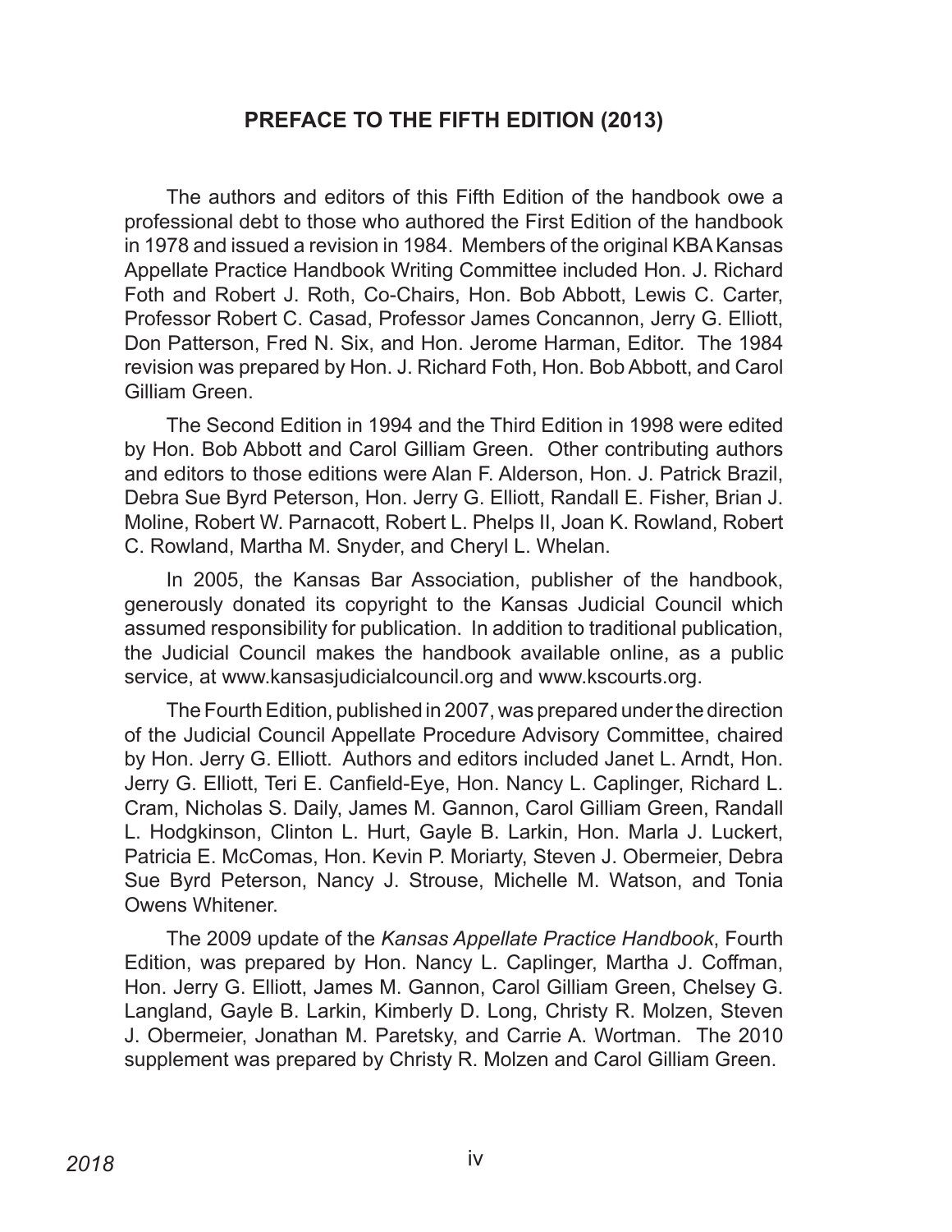## PREFACE TO THE FIFTH EDITION (2013)

The authors and editors of this Fifth Edition of the handbook owe a professional debt to those who authored the First Edition of the handbook in 1978 and issued a revision in 1984. Members of the original KBA Kansas Appellate Practice Handbook Writing Committee included Hon. J. Richard Foth and Robert J. Roth, Co-Chairs, Hon. Bob Abbott, Lewis C. Carter, Professor Robert C. Casad, Professor James Concannon, Jerry G. Elliott, Don Patterson, Fred N. Six, and Hon. Jerome Harman, Editor. The 1984 revision was prepared by Hon. J. Richard Foth, Hon. Bob Abbott, and Carol Gilliam Green.

The Second Edition in 1994 and the Third Edition in 1998 were edited by Hon. Bob Abbott and Carol Gilliam Green. Other contributing authors and editors to those editions were Alan F. Alderson, Hon. J. Patrick Brazil, Debra Sue Byrd Peterson, Hon. Jerry G. Elliott, Randall E. Fisher, Brian J. Moline, Robert W. Parnacott, Robert L. Phelps II, Joan K. Rowland, Robert C. Rowland, Martha M. Snyder, and Cheryl L. Whelan.

In 2005, the Kansas Bar Association, publisher of the handbook, generously donated its copyright to the Kansas Judicial Council which assumed responsibility for publication. In addition to traditional publication, the Judicial Council makes the handbook available online, as a public service, at www.kansasjudicialcouncil.org and www.kscourts.org.

The Fourth Edition, published in 2007, was prepared under the direction of the Judicial Council Appellate Procedure Advisory Committee, chaired by Hon. Jerry G. Elliott. Authors and editors included Janet L. Arndt, Hon. Jerry G. Elliott, Teri E. Canfield-Eye, Hon. Nancy L. Caplinger, Richard L. Cram, Nicholas S. Daily, James M. Gannon, Carol Gilliam Green, Randall L. Hodgkinson, Clinton L. Hurt, Gayle B. Larkin, Hon. Marla J. Luckert, Patricia E. McComas, Hon. Kevin P. Moriarty, Steven J. Obermeier, Debra Sue Byrd Peterson, Nancy J. Strouse, Michelle M. Watson, and Tonia Owens Whitener.

The 2009 update of the *Kansas Appellate Practice Handbook*, Fourth Edition, was prepared by Hon. Nancy L. Caplinger, Martha J. Coffman, Hon. Jerry G. Elliott, James M. Gannon, Carol Gilliam Green, Chelsey G. Langland, Gayle B. Larkin, Kimberly D. Long, Christy R. Molzen, Steven J. Obermeier, Jonathan M. Paretsky, and Carrie A. Wortman. The 2010 supplement was prepared by Christy R. Molzen and Carol Gilliam Green.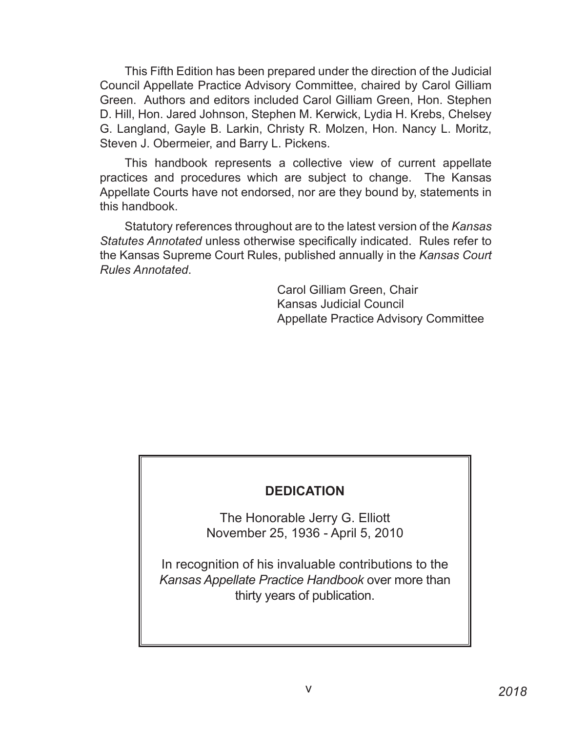This Fifth Edition has been prepared under the direction of the Judicial Council Appellate Practice Advisory Committee, chaired by Carol Gilliam Green. Authors and editors included Carol Gilliam Green, Hon. Stephen D. Hill, Hon. Jared Johnson, Stephen M. Kerwick, Lydia H. Krebs, Chelsey G. Langland, Gayle B. Larkin, Christy R. Molzen, Hon. Nancy L. Moritz, Steven J. Obermeier, and Barry L. Pickens.

This handbook represents a collective view of current appellate practices and procedures which are subject to change. The Kansas Appellate Courts have not endorsed, nor are they bound by, statements in this handbook.

Statutory references throughout are to the latest version of the *Kansas Statutes Annotated* unless otherwise specifically indicated. Rules refer to the Kansas Supreme Court Rules, published annually in the *Kansas Court Rules Annotated*.

Carol Gilliam Green, Chair
Kansas Judicial Council
Appellate Practice Advisory Committee

**DEDICATION**

The Honorable Jerry G. Elliott
November 25, 1936 - April 5, 2010

In recognition of his invaluable contributions to the *Kansas Appellate Practice Handbook* over more than thirty years of publication.